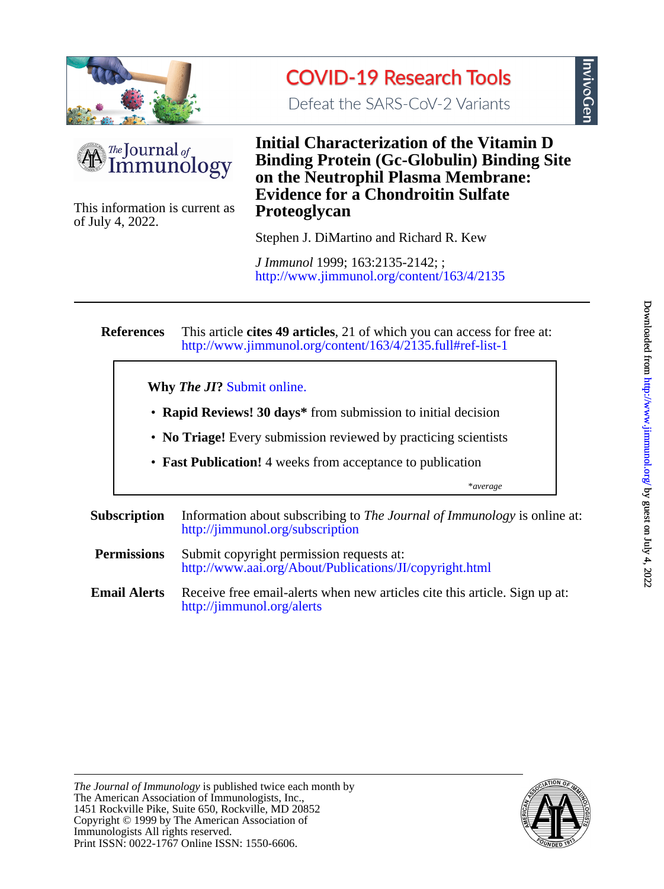# Initial Characterization of the Vitamin D Binding Protein (Gc-Globulin) Binding Site on the Neutrophil Plasma Membrane: Evidence for a Chondroitin Sulfate Proteoglycan

This information is current as of July 4, 2022.

Stephen J. DiMartino and Richard R. Kew

*J Immunol* 1999; 163:2135-2142; ;
http://www.jimmunol.org/content/163/4/2135

---

**References** This article **cites 49 articles**, 21 of which you can access for free at: http://www.jimmunol.org/content/163/4/2135.full#ref-list-1

**Why *The JI*?** Submit online.

- **Rapid Reviews! 30 days*** from submission to initial decision
- **No Triage!** Every submission reviewed by practicing scientists
- **Fast Publication!** 4 weeks from acceptance to publication

*average

**Subscription** Information about subscribing to *The Journal of Immunology* is online at: http://jimmunol.org/subscription

**Permissions** Submit copyright permission requests at: http://www.aai.org/About/Publications/JI/copyright.html

**Email Alerts** Receive free email-alerts when new articles cite this article. Sign up at: http://jimmunol.org/alerts

---

*The Journal of Immunology* is published twice each month by
The American Association of Immunologists, Inc.,
1451 Rockville Pike, Suite 650, Rockville, MD 20852
Copyright © 1999 by The American Association of Immunologists All rights reserved.
Print ISSN: 0022-1767 Online ISSN: 1550-6606.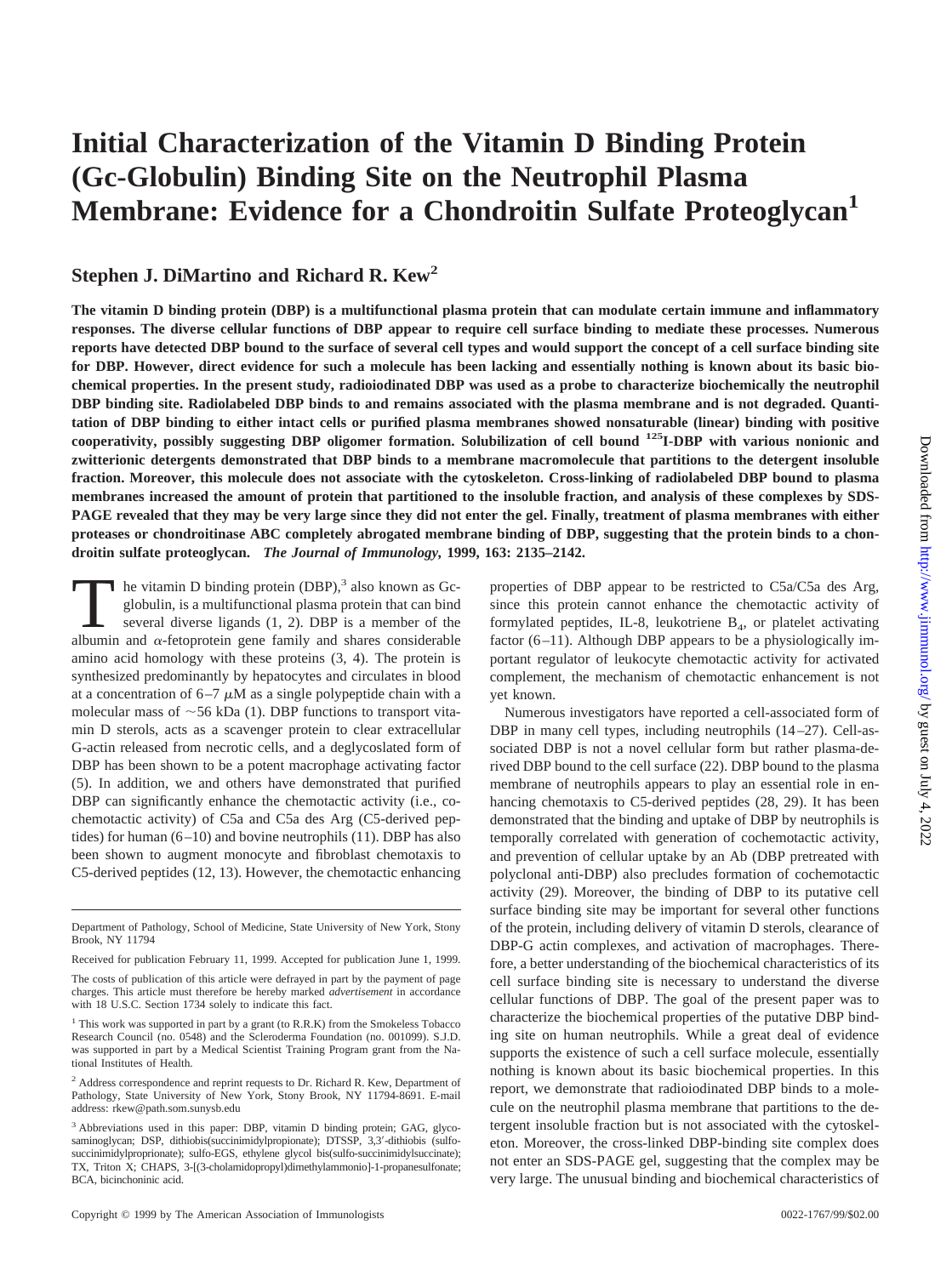# Initial Characterization of the Vitamin D Binding Protein (Gc-Globulin) Binding Site on the Neutrophil Plasma Membrane: Evidence for a Chondroitin Sulfate Proteoglycan[1]

## Stephen J. DiMartino and Richard R. Kew[2]

**The vitamin D binding protein (DBP) is a multifunctional plasma protein that can modulate certain immune and inflammatory responses. The diverse cellular functions of DBP appear to require cell surface binding to mediate these processes. Numerous reports have detected DBP bound to the surface of several cell types and would support the concept of a cell surface binding site for DBP. However, direct evidence for such a molecule has been lacking and essentially nothing is known about its basic biochemical properties. In the present study, radioiodinated DBP was used as a probe to characterize biochemically the neutrophil DBP binding site. Radiolabeled DBP binds to and remains associated with the plasma membrane and is not degraded. Quantitation of DBP binding to either intact cells or purified plasma membranes showed nonsaturable (linear) binding with positive cooperativity, possibly suggesting DBP oligomer formation. Solubilization of cell bound $^{125}$I-DBP with various nonionic and zwitterionic detergents demonstrated that DBP binds to a membrane macromolecule that partitions to the detergent insoluble fraction. Moreover, this molecule does not associate with the cytoskeleton. Cross-linking of radiolabeled DBP bound to plasma membranes increased the amount of protein that partitioned to the insoluble fraction, and analysis of these complexes by SDS-PAGE revealed that they may be very large since they did not enter the gel. Finally, treatment of plasma membranes with either proteases or chondroitinase ABC completely abrogated membrane binding of DBP, suggesting that the protein binds to a chondroitin sulfate proteoglycan.** *The Journal of Immunology,* **1999, 163: 2135–2142.**

The vitamin D binding protein (DBP),[3] also known as Gc-globulin, is a multifunctional plasma protein that can bind several diverse ligands (1, 2). DBP is a member of the albumin and α-fetoprotein gene family and shares considerable amino acid homology with these proteins (3, 4). The protein is synthesized predominantly by hepatocytes and circulates in blood at a concentration of 6–7 μM as a single polypeptide chain with a molecular mass of ~56 kDa (1). DBP functions to transport vitamin D sterols, acts as a scavenger protein to clear extracellular G-actin released from necrotic cells, and a deglycoslated form of DBP has been shown to be a potent macrophage activating factor (5). In addition, we and others have demonstrated that purified DBP can significantly enhance the chemotactic activity (i.e., cochemotactic activity) of C5a and C5a des Arg (C5-derived peptides) for human (6–10) and bovine neutrophils (11). DBP has also been shown to augment monocyte and fibroblast chemotaxis to C5-derived peptides (12, 13). However, the chemotactic enhancing properties of DBP appear to be restricted to C5a/C5a des Arg, since this protein cannot enhance the chemotactic activity of formylated peptides, IL-8, leukotriene $B_4$, or platelet activating factor (6–11). Although DBP appears to be a physiologically important regulator of leukocyte chemotactic activity for activated complement, the mechanism of chemotactic enhancement is not yet known.

Numerous investigators have reported a cell-associated form of DBP in many cell types, including neutrophils (14–27). Cell-associated DBP is not a novel cellular form but rather plasma-derived DBP bound to the cell surface (22). DBP bound to the plasma membrane of neutrophils appears to play an essential role in enhancing chemotaxis to C5-derived peptides (28, 29). It has been demonstrated that the binding and uptake of DBP by neutrophils is temporally correlated with generation of cochemotactic activity, and prevention of cellular uptake by an Ab (DBP pretreated with polyclonal anti-DBP) also precludes formation of cochemotactic activity (29). Moreover, the binding of DBP to its putative cell surface binding site may be important for several other functions of the protein, including delivery of vitamin D sterols, clearance of DBP-G actin complexes, and activation of macrophages. Therefore, a better understanding of the biochemical characteristics of its cell surface binding site is necessary to understand the diverse cellular functions of DBP. The goal of the present paper was to characterize the biochemical properties of the putative DBP binding site on human neutrophils. While a great deal of evidence supports the existence of such a cell surface molecule, essentially nothing is known about its basic biochemical properties. In this report, we demonstrate that radioiodinated DBP binds to a molecule on the neutrophil plasma membrane that partitions to the detergent insoluble fraction but is not associated with the cytoskeleton. Moreover, the cross-linked DBP-binding site complex does not enter an SDS-PAGE gel, suggesting that the complex may be very large. The unusual binding and biochemical characteristics of

---

Department of Pathology, School of Medicine, State University of New York, Stony Brook, NY 11794

Received for publication February 11, 1999. Accepted for publication June 1, 1999.

The costs of publication of this article were defrayed in part by the payment of page charges. This article must therefore be hereby marked *advertisement* in accordance with 18 U.S.C. Section 1734 solely to indicate this fact.

[1] This work was supported in part by a grant (to R.R.K) from the Smokeless Tobacco Research Council (no. 0548) and the Scleroderma Foundation (no. 001099). S.J.D. was supported in part by a Medical Scientist Training Program grant from the National Institutes of Health.

[2] Address correspondence and reprint requests to Dr. Richard R. Kew, Department of Pathology, State University of New York, Stony Brook, NY 11794-8691. E-mail address: rkew@path.som.sunysb.edu

[3] Abbreviations used in this paper: DBP, vitamin D binding protein; GAG, glycosaminoglycan; DSP, dithiobis(succinimidylpropionate); DTSSP, 3,3′-dithiobis (sulfosuccinimidylproprionate); sulfo-EGS, ethylene glycol bis(sulfo-succinimidylsuccinate); TX, Triton X; CHAPS, 3-[(3-cholamidopropyl)dimethylammonio]-1-propanesulfonate; BCA, bicinchoninic acid.

Copyright © 1999 by The American Association of Immunologists 0022-1767/99/$02.00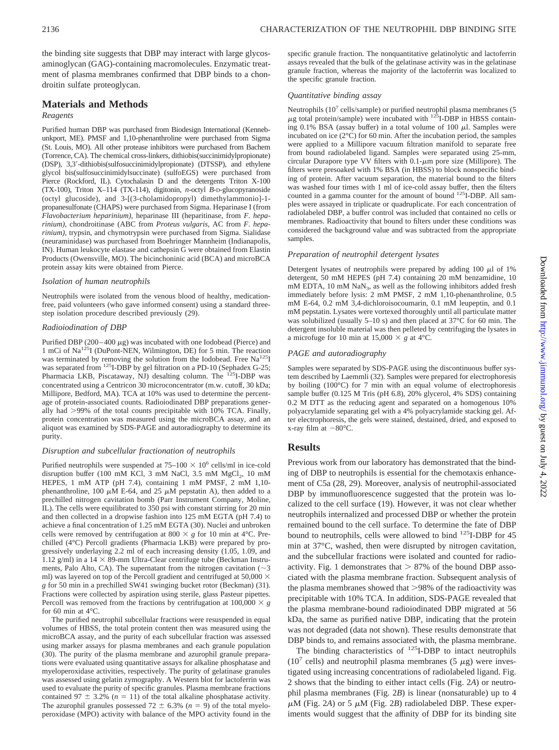the binding site suggests that DBP may interact with large glycosaminoglycan (GAG)-containing macromolecules. Enzymatic treatment of plasma membranes confirmed that DBP binds to a chondroitin sulfate proteoglycan.

## Materials and Methods

### Reagents

Purified human DBP was purchased from Biodesign International (Kennebunkport, ME). PMSF and 1,10-phenanthroline were purchased from Sigma (St. Louis, MO). All other protease inhibitors were purchased from Bachem (Torrence, CA). The chemical cross-linkers, dithiobis(succinimidylpropionate) (DSP), 3,3′-dithiobis(sulfosuccinimidylpropionate) (DTSSP), and ethylene glycol bis(sulfosuccinimidylsuccinate) (sulfoEGS) were purchased from Pierce (Rockford, IL). Cytochalasin D and the detergents Triton X-100 (TX-100), Triton X–114 (TX-114), digitonin, *n*-octyl *B*-D-glucopyranoside (octyl glucoside), and 3-[(3-cholamidopropyl) dimethylammonio]-1-propanesulfonate (CHAPS) were purchased from Sigma. Heparinase I (from *Flavobacterium heparinium)*, heparinase III (heparitinase, from *F. heparinium)*, chondroitinase (ABC from *Proteus vulgaris*, AC from *F. heparinium)*, trypsin, and chymotrypsin were purchased from Sigma. Sialidase (neuraminidase) was purchased from Boehringer Mannheim (Indianapolis, IN). Human leukocyte elastase and cathepsin G were obtained from Elastin Products (Owensville, MO). The bicinchoninic acid (BCA) and microBCA protein assay kits were obtained from Pierce.

### Isolation of human neutrophils

Neutrophils were isolated from the venous blood of healthy, medication-free, paid volunteers (who gave informed consent) using a standard three-step isolation procedure described previously (29).

### Radioiodination of DBP

Purified DBP (200–400 $\mu$g) was incubated with one Iodobead (Pierce) and 1 mCi of $Na^{125}I$ (DuPont-NEN, Wilmington, DE) for 5 min. The reaction was terminated by removing the solution from the Iodobead. Free $Na^{125}I$ was separated from $^{125}$I-DBP by gel filtration on a PD-10 (Sephadex G-25; Pharmacia LKB, Piscataway, NJ) desalting column. The $^{125}$I-DBP was concentrated using a Centricon 30 microconcentrator (m.w. cutoff, 30 kDa; Millipore, Bedford, MA). TCA at 10% was used to determine the percentage of protein-associated counts. Radioiodinated DBP preparations generally had >99% of the total counts precipitable with 10% TCA. Finally, protein concentration was measured using the microBCA assay, and an aliquot was examined by SDS-PAGE and autoradiography to determine its purity.

### Disruption and subcellular fractionation of neutrophils

Purified neutrophils were suspended at 75–100 × $10^6$ cells/ml in ice-cold disruption buffer (100 mM KCl, 3 mM NaCl, 3.5 mM $MgCl_2$, 10 mM HEPES, 1 mM ATP (pH 7.4), containing 1 mM PMSF, 2 mM 1,10-phenanthroline, 100 $\mu$M E-64, and 25 $\mu$M pepstatin A), then added to a prechilled nitrogen cavitation bomb (Parr Instrument Company, Moline, IL). The cells were equilibrated to 350 psi with constant stirring for 20 min and then collected in a dropwise fashion into 125 mM EGTA (pH 7.4) to achieve a final concentration of 1.25 mM EGTA (30). Nuclei and unbroken cells were removed by centrifugation at 800 × *g* for 10 min at 4°C. Prechilled (4°C) Percoll gradients (Pharmacia LKB) were prepared by progressively underlaying 2.2 ml of each increasing density (1.05, 1.09, and 1.12 g/ml) in a 14 × 89-mm Ultra-Clear centrifuge tube (Beckman Instruments, Palo Alto, CA). The supernatant from the nitrogen cavitation (~3 ml) was layered on top of the Percoll gradient and centrifuged at 50,000 × *g* for 50 min in a prechilled SW41 swinging bucket rotor (Beckman) (31). Fractions were collected by aspiration using sterile, glass Pasteur pipettes. Percoll was removed from the fractions by centrifugation at 100,000 × *g* for 60 min at 4°C.

The purified neutrophil subcellular fractions were resuspended in equal volumes of HBSS, the total protein content then was measured using the microBCA assay, and the purity of each subcellular fraction was assessed using marker assays for plasma membranes and each granule population (30). The purity of the plasma membrane and azurophil granule preparations were evaluated using quantitative assays for alkaline phosphatase and myeloperoxidase activities, respectively. The purity of gelatinase granules was assessed using gelatin zymography. A Western blot for lactoferrin was used to evaluate the purity of specific granules. Plasma membrane fractions contained 97 ± 3.2% (*n* = 11) of the total alkaline phosphatase activity. The azurophil granules possessed 72 ± 6.3% (*n* = 9) of the total myeloperoxidase (MPO) activity with balance of the MPO activity found in the specific granule fraction. The nonquantitative gelatinolytic and lactoferrin assays revealed that the bulk of the gelatinase activity was in the gelatinase granule fraction, whereas the majority of the lactoferrin was localized to the specific granule fraction.

### Quantitative binding assay

Neutrophils ($10^7$ cells/sample) or purified neutrophil plasma membranes (5 $\mu$g total protein/sample) were incubated with $^{125}$I-DBP in HBSS containing 0.1% BSA (assay buffer) in a total volume of 100 $\mu$l. Samples were incubated on ice (2°C) for 60 min. After the incubation period, the samples were applied to a Millipore vacuum filtration manifold to separate free from bound radiolabeled ligand. Samples were separated using 25-mm, circular Durapore type VV filters with 0.1-$\mu$m pore size (Millipore). The filters were presoaked with 1% BSA (in HBSS) to block nonspecific binding of protein. After vacuum separation, the material bound to the filters was washed four times with 1 ml of ice-cold assay buffer, then the filters counted in a gamma counter for the amount of bound $^{125}$I-DBP. All samples were assayed in triplicate or quadruplicate. For each concentration of radiolabeled DBP, a buffer control was included that contained no cells or membranes. Radioactivity that bound to filters under these conditions was considered the background value and was subtracted from the appropriate samples.

### Preparation of neutrophil detergent lysates

Detergent lysates of neutrophils were prepared by adding 100 $\mu$l of 1% detergent, 50 mM HEPES (pH 7.4) containing 20 mM benzamidine, 10 mM EDTA, 10 mM $NaN_3$, as well as the following inhibitors added fresh immediately before lysis: 2 mM PMSF, 2 mM 1,10-phenanthroline, 0.5 mM E-64, 0.2 mM 3,4-dichloroisocoumarin, 0.1 mM leupeptin, and 0.1 mM pepstatin. Lysates were vortexed thoroughly until all particulate matter was solubilized (usually 5–10 s) and then placed at 37°C for 60 min. The detergent insoluble material was then pelleted by centrifuging the lysates in a microfuge for 10 min at 15,000 × *g* at 4°C.

### PAGE and autoradiography

Samples were separated by SDS-PAGE using the discontinuous buffer system described by Laemmli (32). Samples were prepared for electrophoresis by boiling (100°C) for 7 min with an equal volume of electrophoresis sample buffer (0.125 M Tris (pH 6.8), 20% glycerol, 4% SDS) containing 0.2 M DTT as the reducing agent and separated on a homogenous 10% polyacrylamide separating gel with a 4% polyacrylamide stacking gel. After electrophoresis, the gels were stained, destained, dried, and exposed to x-ray film at −80°C.

## Results

Previous work from our laboratory has demonstrated that the binding of DBP to neutrophils is essential for the chemotaxis enhancement of C5a (28, 29). Moreover, analysis of neutrophil-associated DBP by immunofluorescence suggested that the protein was localized to the cell surface (19). However, it was not clear whether neutrophils internalized and processed DBP or whether the protein remained bound to the cell surface. To determine the fate of DBP bound to neutrophils, cells were allowed to bind $^{125}$I-DBP for 45 min at 37°C, washed, then were disrupted by nitrogen cavitation, and the subcellular fractions were isolated and counted for radioactivity. Fig. 1 demonstrates that > 87% of the bound DBP associated with the plasma membrane fraction. Subsequent analysis of the plasma membranes showed that >98% of the radioactivity was precipitable with 10% TCA. In addition, SDS-PAGE revealed that the plasma membrane-bound radioiodinated DBP migrated at 56 kDa, the same as purified native DBP, indicating that the protein was not degraded (data not shown). These results demonstrate that DBP binds to, and remains associated with, the plasma membrane.

The binding characteristics of $^{125}$I-DBP to intact neutrophils ($10^7$ cells) and neutrophil plasma membranes (5 $\mu$g) were investigated using increasing concentrations of radiolabeled ligand. Fig. 2 shows that the binding to either intact cells (Fig. 2*A*) or neutrophil plasma membranes (Fig. 2*B*) is linear (nonsaturable) up to 4 $\mu$M (Fig. 2*A*) or 5 $\mu$M (Fig. 2*B*) radiolabeled DBP. These experiments would suggest that the affinity of DBP for its binding site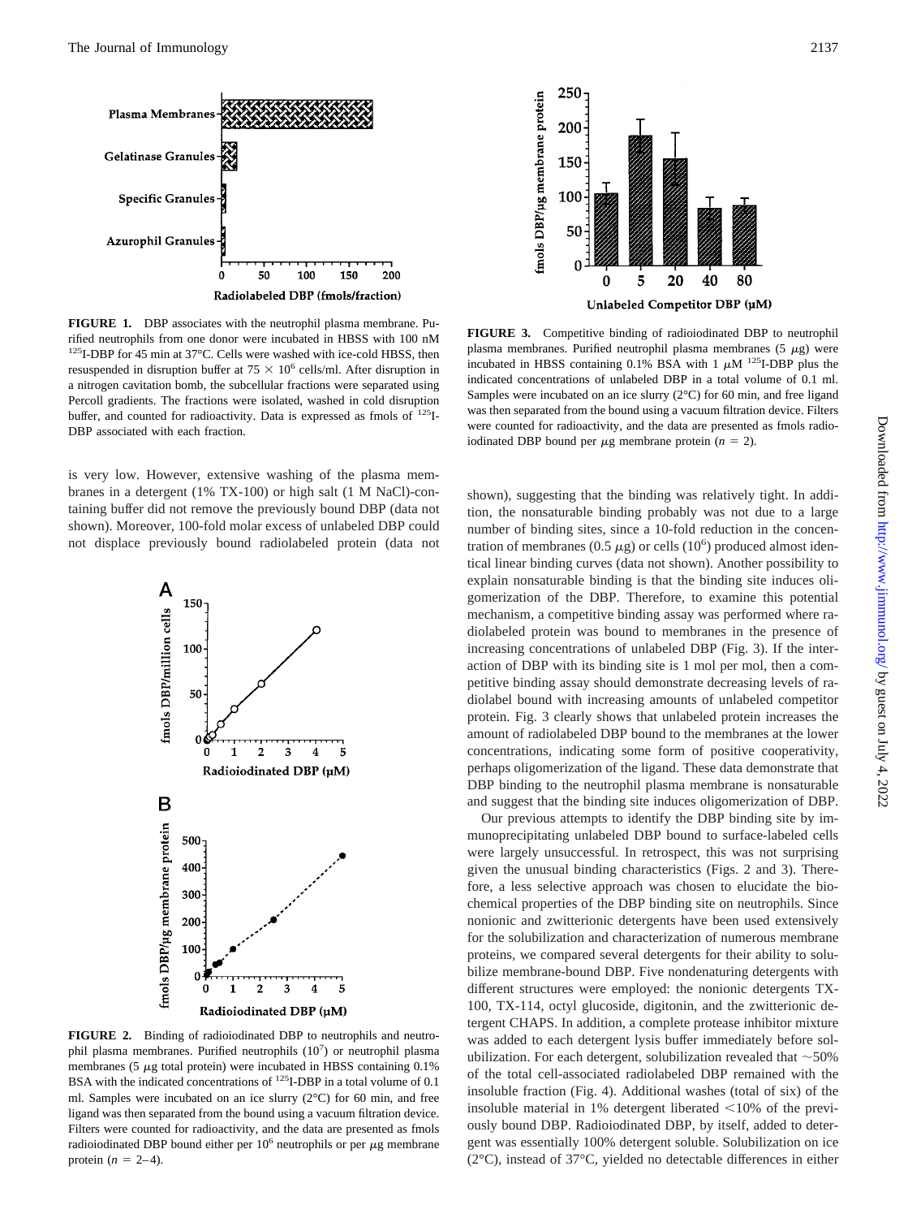**FIGURE 1.** DBP associates with the neutrophil plasma membrane. Purified neutrophils from one donor were incubated in HBSS with 100 nM $^{125}$I-DBP for 45 min at 37°C. Cells were washed with ice-cold HBSS, then resuspended in disruption buffer at $75 \times 10^6$ cells/ml. After disruption in a nitrogen cavitation bomb, the subcellular fractions were separated using Percoll gradients. The fractions were isolated, washed in cold disruption buffer, and counted for radioactivity. Data is expressed as fmols of $^{125}$I-DBP associated with each fraction.

is very low. However, extensive washing of the plasma membranes in a detergent (1% TX-100) or high salt (1 M NaCl)-containing buffer did not remove the previously bound DBP (data not shown). Moreover, 100-fold molar excess of unlabeled DBP could not displace previously bound radiolabeled protein (data not shown), suggesting that the binding was relatively tight. In addition, the nonsaturable binding probably was not due to a large number of binding sites, since a 10-fold reduction in the concentration of membranes (0.5 μg) or cells ($10^6$) produced almost identical linear binding curves (data not shown). Another possibility to explain nonsaturable binding is that the binding site induces oligomerization of the DBP. Therefore, to examine this potential mechanism, a competitive binding assay was performed where radiolabeled protein was bound to membranes in the presence of increasing concentrations of unlabeled DBP (Fig. 3). If the interaction of DBP with its binding site is 1 mol per mol, then a competitive binding assay should demonstrate decreasing levels of radiolabel bound with increasing amounts of unlabeled competitor protein. Fig. 3 clearly shows that unlabeled protein increases the amount of radiolabeled DBP bound to the membranes at the lower concentrations, indicating some form of positive cooperativity, perhaps oligomerization of the ligand. These data demonstrate that DBP binding to the neutrophil plasma membrane is nonsaturable and suggest that the binding site induces oligomerization of DBP.

**FIGURE 2.** Binding of radioiodinated DBP to neutrophils and neutrophil plasma membranes. Purified neutrophils ($10^7$) or neutrophil plasma membranes (5 μg total protein) were incubated in HBSS containing 0.1% BSA with the indicated concentrations of $^{125}$I-DBP in a total volume of 0.1 ml. Samples were incubated on an ice slurry (2°C) for 60 min, and free ligand was then separated from the bound using a vacuum filtration device. Filters were counted for radioactivity, and the data are presented as fmols radioiodinated DBP bound either per $10^6$ neutrophils or per μg membrane protein ($n = 2$–4).

**FIGURE 3.** Competitive binding of radioiodinated DBP to neutrophil plasma membranes. Purified neutrophil plasma membranes (5 μg) were incubated in HBSS containing 0.1% BSA with 1 μM $^{125}$I-DBP plus the indicated concentrations of unlabeled DBP in a total volume of 0.1 ml. Samples were incubated on an ice slurry (2°C) for 60 min, and free ligand was then separated from the bound using a vacuum filtration device. Filters were counted for radioactivity, and the data are presented as fmols radioiodinated DBP bound per μg membrane protein ($n = 2$).

Our previous attempts to identify the DBP binding site by immunoprecipitating unlabeled DBP bound to surface-labeled cells were largely unsuccessful. In retrospect, this was not surprising given the unusual binding characteristics (Figs. 2 and 3). Therefore, a less selective approach was chosen to elucidate the biochemical properties of the DBP binding site on neutrophils. Since nonionic and zwitterionic detergents have been used extensively for the solubilization and characterization of numerous membrane proteins, we compared several detergents for their ability to solubilize membrane-bound DBP. Five nondenaturing detergents with different structures were employed: the nonionic detergents TX-100, TX-114, octyl glucoside, digitonin, and the zwitterionic detergent CHAPS. In addition, a complete protease inhibitor mixture was added to each detergent lysis buffer immediately before solubilization. For each detergent, solubilization revealed that ~50% of the total cell-associated radiolabeled DBP remained with the insoluble fraction (Fig. 4). Additional washes (total of six) of the insoluble material in 1% detergent liberated <10% of the previously bound DBP. Radioiodinated DBP, by itself, added to detergent was essentially 100% detergent soluble. Solubilization on ice (2°C), instead of 37°C, yielded no detectable differences in either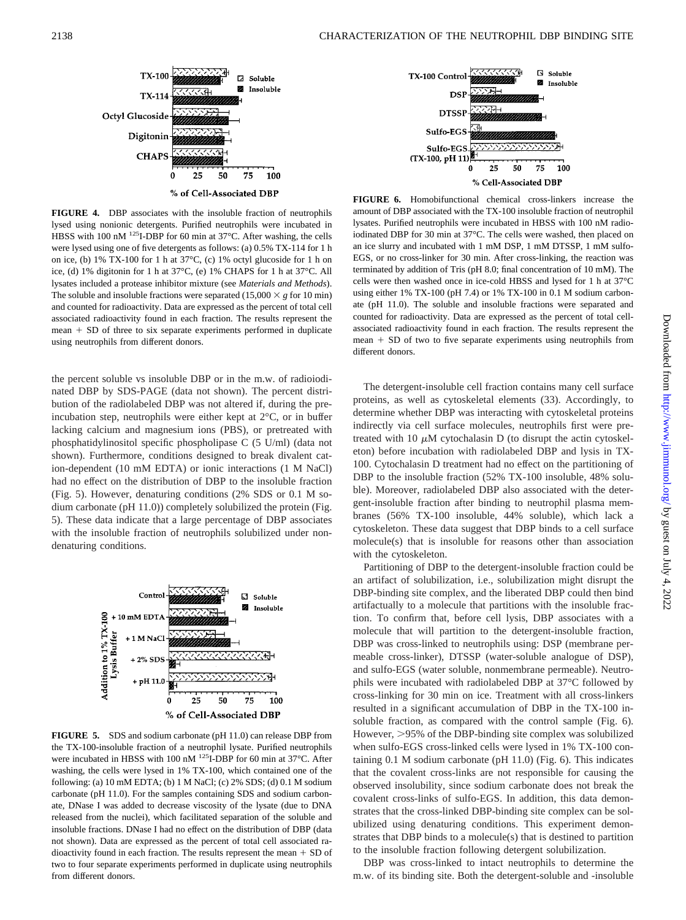**FIGURE 4.** DBP associates with the insoluble fraction of neutrophils lysed using nonionic detergents. Purified neutrophils were incubated in HBSS with 100 nM $^{125}$I-DBP for 60 min at 37°C. After washing, the cells were lysed using one of five detergents as follows: (a) 0.5% TX-114 for 1 h on ice, (b) 1% TX-100 for 1 h at 37°C, (c) 1% octyl glucoside for 1 h on ice, (d) 1% digitonin for 1 h at 37°C, (e) 1% CHAPS for 1 h at 37°C. All lysates included a protease inhibitor mixture (see *Materials and Methods*). The soluble and insoluble fractions were separated (15,000 × *g* for 10 min) and counted for radioactivity. Data are expressed as the percent of total cell associated radioactivity found in each fraction. The results represent the mean + SD of three to six separate experiments performed in duplicate using neutrophils from different donors.

the percent soluble vs insoluble DBP or in the m.w. of radioiodinated DBP by SDS-PAGE (data not shown). The percent distribution of the radiolabeled DBP was not altered if, during the preincubation step, neutrophils were either kept at 2°C, or in buffer lacking calcium and magnesium ions (PBS), or pretreated with phosphatidylinositol specific phospholipase C (5 U/ml) (data not shown). Furthermore, conditions designed to break divalent cation-dependent (10 mM EDTA) or ionic interactions (1 M NaCl) had no effect on the distribution of DBP to the insoluble fraction (Fig. 5). However, denaturing conditions (2% SDS or 0.1 M sodium carbonate (pH 11.0)) completely solubilized the protein (Fig. 5). These data indicate that a large percentage of DBP associates with the insoluble fraction of neutrophils solubilized under nondenaturing conditions.

**FIGURE 5.** SDS and sodium carbonate (pH 11.0) can release DBP from the TX-100-insoluble fraction of a neutrophil lysate. Purified neutrophils were incubated in HBSS with 100 nM $^{125}$I-DBP for 60 min at 37°C. After washing, the cells were lysed in 1% TX-100, which contained one of the following: (a) 10 mM EDTA; (b) 1 M NaCl; (c) 2% SDS; (d) 0.1 M sodium carbonate (pH 11.0). For the samples containing SDS and sodium carbonate, DNase I was added to decrease viscosity of the lysate (due to DNA released from the nuclei), which facilitated separation of the soluble and insoluble fractions. DNase I had no effect on the distribution of DBP (data not shown). Data are expressed as the percent of total cell associated radioactivity found in each fraction. The results represent the mean + SD of two to four separate experiments performed in duplicate using neutrophils from different donors.

**FIGURE 6.** Homobifunctional chemical cross-linkers increase the amount of DBP associated with the TX-100 insoluble fraction of neutrophil lysates. Purified neutrophils were incubated in HBSS with 100 nM radioiodinated DBP for 30 min at 37°C. The cells were washed, then placed on an ice slurry and incubated with 1 mM DSP, 1 mM DTSSP, 1 mM sulfo-EGS, or no cross-linker for 30 min. After cross-linking, the reaction was terminated by addition of Tris (pH 8.0; final concentration of 10 mM). The cells were then washed once in ice-cold HBSS and lysed for 1 h at 37°C using either 1% TX-100 (pH 7.4) or 1% TX-100 in 0.1 M sodium carbonate (pH 11.0). The soluble and insoluble fractions were separated and counted for radioactivity. Data are expressed as the percent of total cell-associated radioactivity found in each fraction. The results represent the mean + SD of two to five separate experiments using neutrophils from different donors.

The detergent-insoluble cell fraction contains many cell surface proteins, as well as cytoskeletal elements (33). Accordingly, to determine whether DBP was interacting with cytoskeletal proteins indirectly via cell surface molecules, neutrophils first were pretreated with 10 $\mu$M cytochalasin D (to disrupt the actin cytoskeleton) before incubation with radiolabeled DBP and lysis in TX-100. Cytochalasin D treatment had no effect on the partitioning of DBP to the insoluble fraction (52% TX-100 insoluble, 48% soluble). Moreover, radiolabeled DBP also associated with the detergent-insoluble fraction after binding to neutrophil plasma membranes (56% TX-100 insoluble, 44% soluble), which lack a cytoskeleton. These data suggest that DBP binds to a cell surface molecule(s) that is insoluble for reasons other than association with the cytoskeleton.

Partitioning of DBP to the detergent-insoluble fraction could be an artifact of solubilization, i.e., solubilization might disrupt the DBP-binding site complex, and the liberated DBP could then bind artifactually to a molecule that partitions with the insoluble fraction. To confirm that, before cell lysis, DBP associates with a molecule that will partition to the detergent-insoluble fraction, DBP was cross-linked to neutrophils using: DSP (membrane permeable cross-linker), DTSSP (water-soluble analogue of DSP), and sulfo-EGS (water soluble, nonmembrane permeable). Neutrophils were incubated with radiolabeled DBP at 37°C followed by cross-linking for 30 min on ice. Treatment with all cross-linkers resulted in a significant accumulation of DBP in the TX-100 insoluble fraction, as compared with the control sample (Fig. 6). However, >95% of the DBP-binding site complex was solubilized when sulfo-EGS cross-linked cells were lysed in 1% TX-100 containing 0.1 M sodium carbonate (pH 11.0) (Fig. 6). This indicates that the covalent cross-links are not responsible for causing the observed insolubility, since sodium carbonate does not break the covalent cross-links of sulfo-EGS. In addition, this data demonstrates that the cross-linked DBP-binding site complex can be solubilized using denaturing conditions. This experiment demonstrates that DBP binds to a molecule(s) that is destined to partition to the insoluble fraction following detergent solubilization.

DBP was cross-linked to intact neutrophils to determine the m.w. of its binding site. Both the detergent-soluble and -insoluble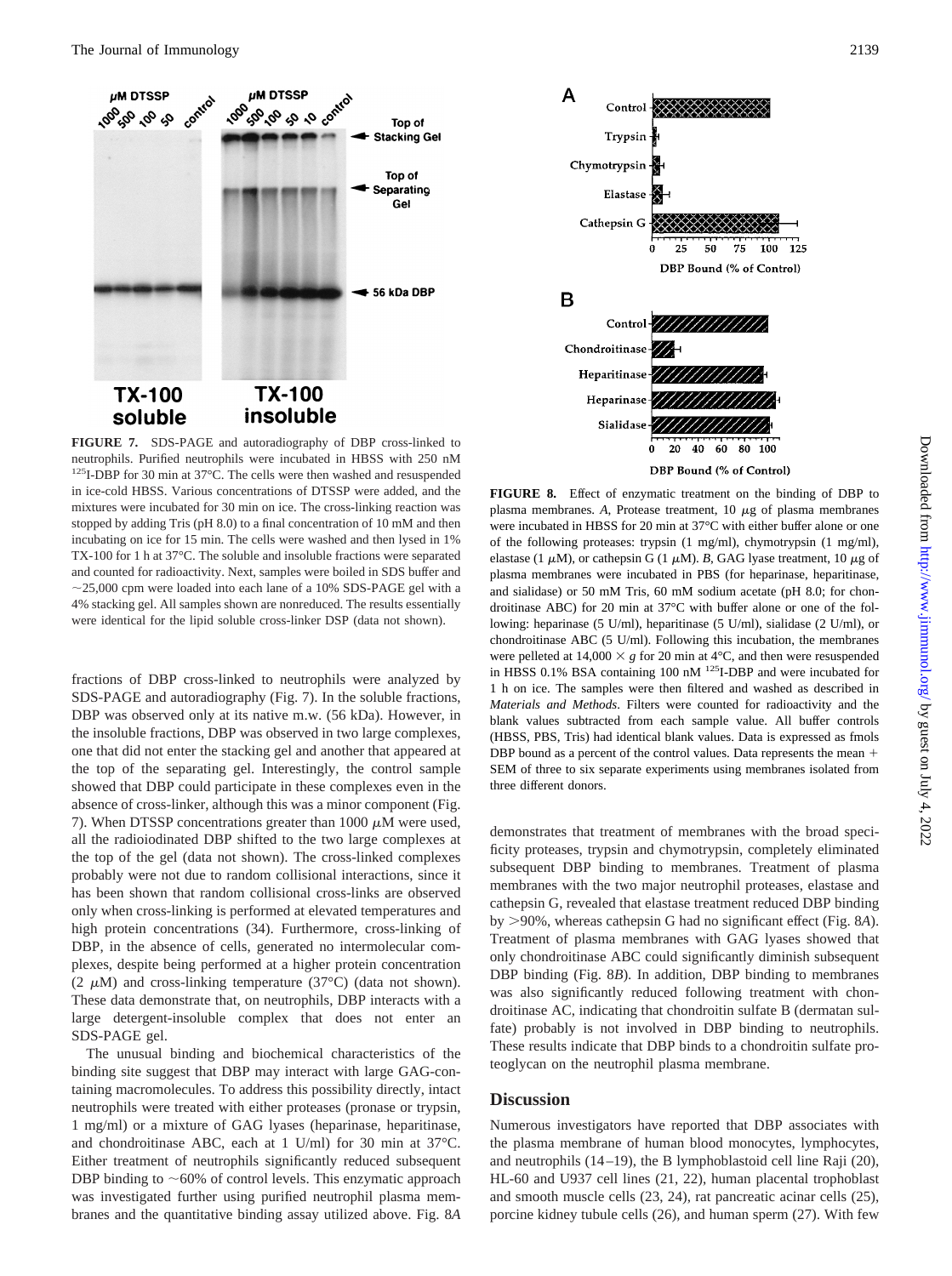**FIGURE 7.** SDS-PAGE and autoradiography of DBP cross-linked to neutrophils. Purified neutrophils were incubated in HBSS with 250 nM $^{125}$I-DBP for 30 min at 37°C. The cells were then washed and resuspended in ice-cold HBSS. Various concentrations of DTSSP were added, and the mixtures were incubated for 30 min on ice. The cross-linking reaction was stopped by adding Tris (pH 8.0) to a final concentration of 10 mM and then incubating on ice for 15 min. The cells were washed and then lysed in 1% TX-100 for 1 h at 37°C. The soluble and insoluble fractions were separated and counted for radioactivity. Next, samples were boiled in SDS buffer and ~25,000 cpm were loaded into each lane of a 10% SDS-PAGE gel with a 4% stacking gel. All samples shown are nonreduced. The results essentially were identical for the lipid soluble cross-linker DSP (data not shown).

fractions of DBP cross-linked to neutrophils were analyzed by SDS-PAGE and autoradiography (Fig. 7). In the soluble fractions, DBP was observed only at its native m.w. (56 kDa). However, in the insoluble fractions, DBP was observed in two large complexes, one that did not enter the stacking gel and another that appeared at the top of the separating gel. Interestingly, the control sample showed that DBP could participate in these complexes even in the absence of cross-linker, although this was a minor component (Fig. 7). When DTSSP concentrations greater than 1000 μM were used, all the radioiodinated DBP shifted to the two large complexes at the top of the gel (data not shown). The cross-linked complexes probably were not due to random collisional interactions, since it has been shown that random collisional cross-links are observed only when cross-linking is performed at elevated temperatures and high protein concentrations (34). Furthermore, cross-linking of DBP, in the absence of cells, generated no intermolecular complexes, despite being performed at a higher protein concentration (2 μM) and cross-linking temperature (37°C) (data not shown). These data demonstrate that, on neutrophils, DBP interacts with a large detergent-insoluble complex that does not enter an SDS-PAGE gel.

The unusual binding and biochemical characteristics of the binding site suggest that DBP may interact with large GAG-containing macromolecules. To address this possibility directly, intact neutrophils were treated with either proteases (pronase or trypsin, 1 mg/ml) or a mixture of GAG lyases (heparinase, heparitinase, and chondroitinase ABC, each at 1 U/ml) for 30 min at 37°C. Either treatment of neutrophils significantly reduced subsequent DBP binding to ~60% of control levels. This enzymatic approach was investigated further using purified neutrophil plasma membranes and the quantitative binding assay utilized above. Fig. 8*A* demonstrates that treatment of membranes with the broad specificity proteases, trypsin and chymotrypsin, completely eliminated subsequent DBP binding to membranes. Treatment of plasma membranes with the two major neutrophil proteases, elastase and cathepsin G, revealed that elastase treatment reduced DBP binding by >90%, whereas cathepsin G had no significant effect (Fig. 8*A*). Treatment of plasma membranes with GAG lyases showed that only chondroitinase ABC could significantly diminish subsequent DBP binding (Fig. 8*B*). In addition, DBP binding to membranes was also significantly reduced following treatment with chondroitinase AC, indicating that chondroitin sulfate B (dermatan sulfate) probably is not involved in DBP binding to neutrophils. These results indicate that DBP binds to a chondroitin sulfate proteoglycan on the neutrophil plasma membrane.

**FIGURE 8.** Effect of enzymatic treatment on the binding of DBP to plasma membranes. *A*, Protease treatment, 10 μg of plasma membranes were incubated in HBSS for 20 min at 37°C with either buffer alone or one of the following proteases: trypsin (1 mg/ml), chymotrypsin (1 mg/ml), elastase (1 μM), or cathepsin G (1 μM). *B*, GAG lyase treatment, 10 μg of plasma membranes were incubated in PBS (for heparinase, heparitinase, and sialidase) or 50 mM Tris, 60 mM sodium acetate (pH 8.0; for chondroitinase ABC) for 20 min at 37°C with buffer alone or one of the following: heparinase (5 U/ml), heparitinase (5 U/ml), sialidase (2 U/ml), or chondroitinase ABC (5 U/ml). Following this incubation, the membranes were pelleted at 14,000 × *g* for 20 min at 4°C, and then were resuspended in HBSS 0.1% BSA containing 100 nM $^{125}$I-DBP and were incubated for 1 h on ice. The samples were then filtered and washed as described in *Materials and Methods*. Filters were counted for radioactivity and the blank values subtracted from each sample value. All buffer controls (HBSS, PBS, Tris) had identical blank values. Data is expressed as fmols DBP bound as a percent of the control values. Data represents the mean + SEM of three to six separate experiments using membranes isolated from three different donors.

## Discussion

Numerous investigators have reported that DBP associates with the plasma membrane of human blood monocytes, lymphocytes, and neutrophils (14–19), the B lymphoblastoid cell line Raji (20), HL-60 and U937 cell lines (21, 22), human placental trophoblast and smooth muscle cells (23, 24), rat pancreatic acinar cells (25), porcine kidney tubule cells (26), and human sperm (27). With few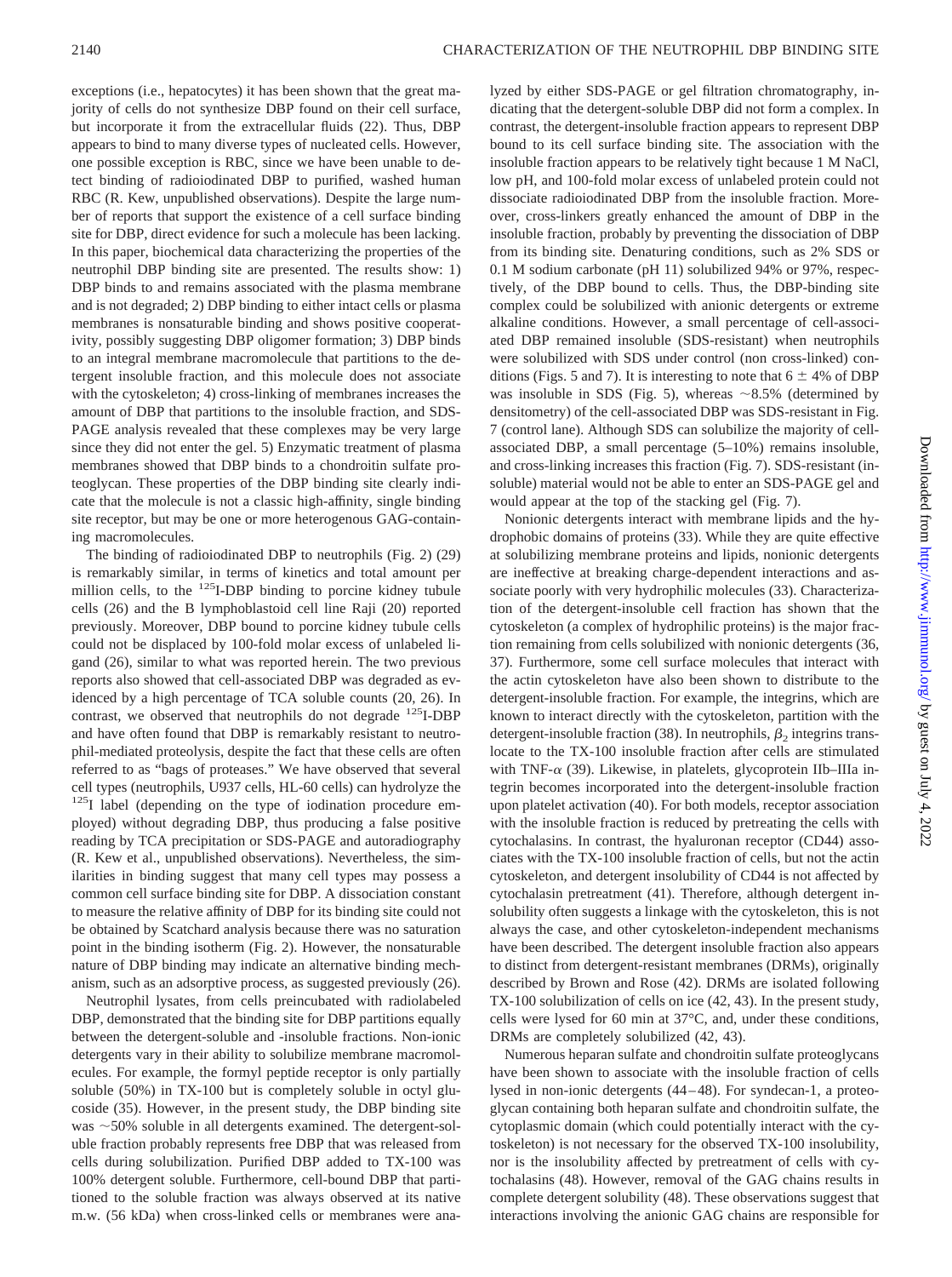exceptions (i.e., hepatocytes) it has been shown that the great majority of cells do not synthesize DBP found on their cell surface, but incorporate it from the extracellular fluids (22). Thus, DBP appears to bind to many diverse types of nucleated cells. However, one possible exception is RBC, since we have been unable to detect binding of radioiodinated DBP to purified, washed human RBC (R. Kew, unpublished observations). Despite the large number of reports that support the existence of a cell surface binding site for DBP, direct evidence for such a molecule has been lacking. In this paper, biochemical data characterizing the properties of the neutrophil DBP binding site are presented. The results show: 1) DBP binds to and remains associated with the plasma membrane and is not degraded; 2) DBP binding to either intact cells or plasma membranes is nonsaturable binding and shows positive cooperativity, possibly suggesting DBP oligomer formation; 3) DBP binds to an integral membrane macromolecule that partitions to the detergent insoluble fraction, and this molecule does not associate with the cytoskeleton; 4) cross-linking of membranes increases the amount of DBP that partitions to the insoluble fraction, and SDS-PAGE analysis revealed that these complexes may be very large since they did not enter the gel. 5) Enzymatic treatment of plasma membranes showed that DBP binds to a chondroitin sulfate proteoglycan. These properties of the DBP binding site clearly indicate that the molecule is not a classic high-affinity, single binding site receptor, but may be one or more heterogenous GAG-containing macromolecules.

The binding of radioiodinated DBP to neutrophils (Fig. 2) (29) is remarkably similar, in terms of kinetics and total amount per million cells, to the $^{125}$I-DBP binding to porcine kidney tubule cells (26) and the B lymphoblastoid cell line Raji (20) reported previously. Moreover, DBP bound to porcine kidney tubule cells could not be displaced by 100-fold molar excess of unlabeled ligand (26), similar to what was reported herein. The two previous reports also showed that cell-associated DBP was degraded as evidenced by a high percentage of TCA soluble counts (20, 26). In contrast, we observed that neutrophils do not degrade $^{125}$I-DBP and have often found that DBP is remarkably resistant to neutrophil-mediated proteolysis, despite the fact that these cells are often referred to as "bags of proteases." We have observed that several cell types (neutrophils, U937 cells, HL-60 cells) can hydrolyze the $^{125}$I label (depending on the type of iodination procedure employed) without degrading DBP, thus producing a false positive reading by TCA precipitation or SDS-PAGE and autoradiography (R. Kew et al., unpublished observations). Nevertheless, the similarities in binding suggest that many cell types may possess a common cell surface binding site for DBP. A dissociation constant to measure the relative affinity of DBP for its binding site could not be obtained by Scatchard analysis because there was no saturation point in the binding isotherm (Fig. 2). However, the nonsaturable nature of DBP binding may indicate an alternative binding mechanism, such as an adsorptive process, as suggested previously (26).

Neutrophil lysates, from cells preincubated with radiolabeled DBP, demonstrated that the binding site for DBP partitions equally between the detergent-soluble and -insoluble fractions. Non-ionic detergents vary in their ability to solubilize membrane macromolecules. For example, the formyl peptide receptor is only partially soluble (50%) in TX-100 but is completely soluble in octyl glucoside (35). However, in the present study, the DBP binding site was ~50% soluble in all detergents examined. The detergent-soluble fraction probably represents free DBP that was released from cells during solubilization. Purified DBP added to TX-100 was 100% detergent soluble. Furthermore, cell-bound DBP that partitioned to the soluble fraction was always observed at its native m.w. (56 kDa) when cross-linked cells or membranes were analyzed by either SDS-PAGE or gel filtration chromatography, indicating that the detergent-soluble DBP did not form a complex. In contrast, the detergent-insoluble fraction appears to represent DBP bound to its cell surface binding site. The association with the insoluble fraction appears to be relatively tight because 1 M NaCl, low pH, and 100-fold molar excess of unlabeled protein could not dissociate radioiodinated DBP from the insoluble fraction. Moreover, cross-linkers greatly enhanced the amount of DBP in the insoluble fraction, probably by preventing the dissociation of DBP from its binding site. Denaturing conditions, such as 2% SDS or 0.1 M sodium carbonate (pH 11) solubilized 94% or 97%, respectively, of the DBP bound to cells. Thus, the DBP-binding site complex could be solubilized with anionic detergents or extreme alkaline conditions. However, a small percentage of cell-associated DBP remained insoluble (SDS-resistant) when neutrophils were solubilized with SDS under control (non cross-linked) conditions (Figs. 5 and 7). It is interesting to note that $6 \pm 4$% of DBP was insoluble in SDS (Fig. 5), whereas ~8.5% (determined by densitometry) of the cell-associated DBP was SDS-resistant in Fig. 7 (control lane). Although SDS can solubilize the majority of cell-associated DBP, a small percentage (5–10%) remains insoluble, and cross-linking increases this fraction (Fig. 7). SDS-resistant (insoluble) material would not be able to enter an SDS-PAGE gel and would appear at the top of the stacking gel (Fig. 7).

Nonionic detergents interact with membrane lipids and the hydrophobic domains of proteins (33). While they are quite effective at solubilizing membrane proteins and lipids, nonionic detergents are ineffective at breaking charge-dependent interactions and associate poorly with very hydrophilic molecules (33). Characterization of the detergent-insoluble cell fraction has shown that the cytoskeleton (a complex of hydrophilic proteins) is the major fraction remaining from cells solubilized with nonionic detergents (36, 37). Furthermore, some cell surface molecules that interact with the actin cytoskeleton have also been shown to distribute to the detergent-insoluble fraction. For example, the integrins, which are known to interact directly with the cytoskeleton, partition with the detergent-insoluble fraction (38). In neutrophils, $\beta_2$ integrins translocate to the TX-100 insoluble fraction after cells are stimulated with TNF-$\alpha$ (39). Likewise, in platelets, glycoprotein IIb–IIIa integrin becomes incorporated into the detergent-insoluble fraction upon platelet activation (40). For both models, receptor association with the insoluble fraction is reduced by pretreating the cells with cytochalasins. In contrast, the hyaluronan receptor (CD44) associates with the TX-100 insoluble fraction of cells, but not the actin cytoskeleton, and detergent insolubility of CD44 is not affected by cytochalasin pretreatment (41). Therefore, although detergent insolubility often suggests a linkage with the cytoskeleton, this is not always the case, and other cytoskeleton-independent mechanisms have been described. The detergent insoluble fraction also appears to distinct from detergent-resistant membranes (DRMs), originally described by Brown and Rose (42). DRMs are isolated following TX-100 solubilization of cells on ice (42, 43). In the present study, cells were lysed for 60 min at 37°C, and, under these conditions, DRMs are completely solubilized (42, 43).

Numerous heparan sulfate and chondroitin sulfate proteoglycans have been shown to associate with the insoluble fraction of cells lysed in non-ionic detergents (44–48). For syndecan-1, a proteoglycan containing both heparan sulfate and chondroitin sulfate, the cytoplasmic domain (which could potentially interact with the cytoskeleton) is not necessary for the observed TX-100 insolubility, nor is the insolubility affected by pretreatment of cells with cytochalasins (48). However, removal of the GAG chains results in complete detergent solubility (48). These observations suggest that interactions involving the anionic GAG chains are responsible for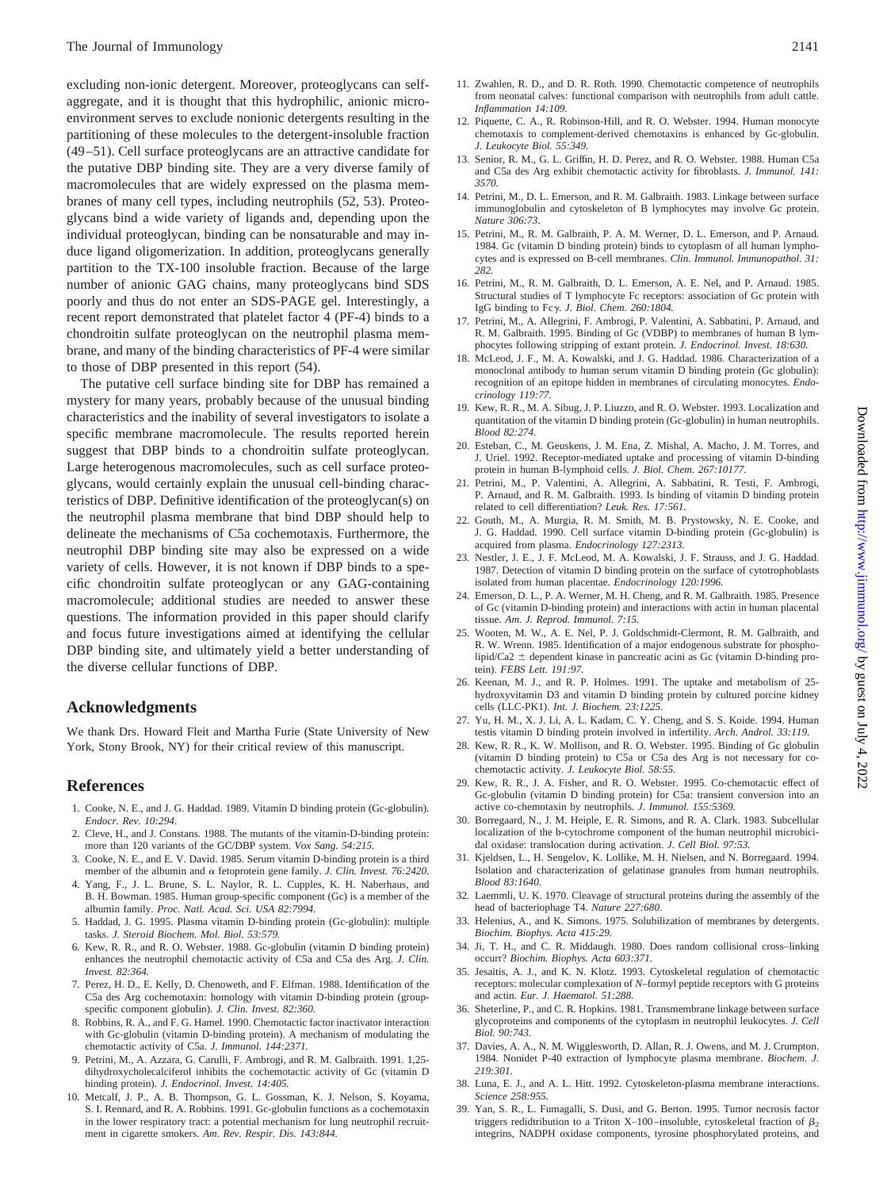excluding non-ionic detergent. Moreover, proteoglycans can self-aggregate, and it is thought that this hydrophilic, anionic microenvironment serves to exclude nonionic detergents resulting in the partitioning of these molecules to the detergent-insoluble fraction (49–51). Cell surface proteoglycans are an attractive candidate for the putative DBP binding site. They are a very diverse family of macromolecules that are widely expressed on the plasma membranes of many cell types, including neutrophils (52, 53). Proteoglycans bind a wide variety of ligands and, depending upon the individual proteoglycan, binding can be nonsaturable and may induce ligand oligomerization. In addition, proteoglycans generally partition to the TX-100 insoluble fraction. Because of the large number of anionic GAG chains, many proteoglycans bind SDS poorly and thus do not enter an SDS-PAGE gel. Interestingly, a recent report demonstrated that platelet factor 4 (PF-4) binds to a chondroitin sulfate proteoglycan on the neutrophil plasma membrane, and many of the binding characteristics of PF-4 were similar to those of DBP presented in this report (54).

The putative cell surface binding site for DBP has remained a mystery for many years, probably because of the unusual binding characteristics and the inability of several investigators to isolate a specific membrane macromolecule. The results reported herein suggest that DBP binds to a chondroitin sulfate proteoglycan. Large heterogenous macromolecules, such as cell surface proteoglycans, would certainly explain the unusual cell-binding characteristics of DBP. Definitive identification of the proteoglycan(s) on the neutrophil plasma membrane that bind DBP should help to delineate the mechanisms of C5a cochemotaxis. Furthermore, the neutrophil DBP binding site may also be expressed on a wide variety of cells. However, it is not known if DBP binds to a specific chondroitin sulfate proteoglycan or any GAG-containing macromolecule; additional studies are needed to answer these questions. The information provided in this paper should clarify and focus future investigations aimed at identifying the cellular DBP binding site, and ultimately yield a better understanding of the diverse cellular functions of DBP.

## Acknowledgments

We thank Drs. Howard Fleit and Martha Furie (State University of New York, Stony Brook, NY) for their critical review of this manuscript.

## References

1. Cooke, N. E., and J. G. Haddad. 1989. Vitamin D binding protein (Gc-globulin). *Endocr. Rev. 10:294.*
2. Cleve, H., and J. Constans. 1988. The mutants of the vitamin-D-binding protein: more than 120 variants of the GC/DBP system. *Vox Sang. 54:215.*
3. Cooke, N. E., and E. V. David. 1985. Serum vitamin D-binding protein is a third member of the albumin and α fetoprotein gene family. *J. Clin. Invest. 76:2420.*
4. Yang, F., J. L. Brune, S. L. Naylor, R. L. Cupples, K. H. Naberhaus, and B. H. Bowman. 1985. Human group-specific component (Gc) is a member of the albumin family. *Proc. Natl. Acad. Sci. USA 82:7994.*
5. Haddad, J. G. 1995. Plasma vitamin D-binding protein (Gc-globulin): multiple tasks. *J. Steroid Biochem. Mol. Biol. 53:579.*
6. Kew, R. R., and R. O. Webster. 1988. Gc-globulin (vitamin D binding protein) enhances the neutrophil chemotactic activity of C5a and C5a des Arg. *J. Clin. Invest. 82:364.*
7. Perez, H. D., E. Kelly, D. Chenoweth, and F. Elfman. 1988. Identification of the C5a des Arg cochemotaxin: homology with vitamin D-binding protein (group-specific component globulin). *J. Clin. Invest. 82:360.*
8. Robbins, R. A., and F. G. Hamel. 1990. Chemotactic factor inactivator interaction with Gc-globulin (vitamin D-binding protein). A mechanism of modulating the chemotactic activity of C5a. *J. Immunol. 144:2371.*
9. Petrini, M., A. Azzara, G. Carulli, F. Ambrogi, and R. M. Galbraith. 1991. 1,25-dihydroxycholecalciferol inhibits the cochemotactic activity of Gc (vitamin D binding protein). *J. Endocrinol. Invest. 14:405.*
10. Metcalf, J. P., A. B. Thompson, G. L. Gossman, K. J. Nelson, S. Koyama, S. I. Rennard, and R. A. Robbins. 1991. Gc-globulin functions as a cochemotaxin in the lower respiratory tract: a potential mechanism for lung neutrophil recruitment in cigarette smokers. *Am. Rev. Respir. Dis. 143:844.*
11. Zwahlen, R. D., and D. R. Roth. 1990. Chemotactic competence of neutrophils from neonatal calves: functional comparison with neutrophils from adult cattle. *Inflammation 14:109.*
12. Piquette, C. A., R. Robinson-Hill, and R. O. Webster. 1994. Human monocyte chemotaxis to complement-derived chemotaxins is enhanced by Gc-globulin. *J. Leukocyte Biol. 55:349.*
13. Senior, R. M., G. L. Griffin, H. D. Perez, and R. O. Webster. 1988. Human C5a and C5a des Arg exhibit chemotactic activity for fibroblasts. *J. Immunol. 141:3570.*
14. Petrini, M., D. L. Emerson, and R. M. Galbraith. 1983. Linkage between surface immunoglobulin and cytoskeleton of B lymphocytes may involve Gc protein. *Nature 306:73.*
15. Petrini, M., R. M. Galbraith, P. A. M. Werner, D. L. Emerson, and P. Arnaud. 1984. Gc (vitamin D binding protein) binds to cytoplasm of all human lymphocytes and is expressed on B-cell membranes. *Clin. Immunol. Immunopathol. 31:282.*
16. Petrini, M., R. M. Galbraith, D. L. Emerson, A. E. Nel, and P. Arnaud. 1985. Structural studies of T lymphocyte Fc receptors: association of Gc protein with IgG binding to Fcγ. *J. Biol. Chem. 260:1804.*
17. Petrini, M., A. Allegrini, F. Ambrogi, P. Valentini, A. Sabbatini, P. Arnaud, and R. M. Galbraith. 1995. Binding of Gc (VDBP) to membranes of human B lymphocytes following stripping of extant protein. *J. Endocrinol. Invest. 18:630.*
18. McLeod, J. F., M. A. Kowalski, and J. G. Haddad. 1986. Characterization of a monoclonal antibody to human serum vitamin D binding protein (Gc globulin): recognition of an epitope hidden in membranes of circulating monocytes. *Endocrinology 119:77.*
19. Kew, R. R., M. A. Sibug, J. P. Liuzzo, and R. O. Webster. 1993. Localization and quantitation of the vitamin D binding protein (Gc-globulin) in human neutrophils. *Blood 82:274.*
20. Esteban, C., M. Geuskens, J. M. Ena, Z. Mishal, A. Macho, J. M. Torres, and J. Uriel. 1992. Receptor-mediated uptake and processing of vitamin D-binding protein in human B-lymphoid cells. *J. Biol. Chem. 267:10177.*
21. Petrini, M., P. Valentini, A. Allegrini, A. Sabbatini, R. Testi, F. Ambrogi, P. Arnaud, and R. M. Galbraith. 1993. Is binding of vitamin D binding protein related to cell differentiation? *Leuk. Res. 17:561.*
22. Gouth, M., A. Murgia, R. M. Smith, M. B. Prystowsky, N. E. Cooke, and J. G. Haddad. 1990. Cell surface vitamin D-binding protein (Gc-globulin) is acquired from plasma. *Endocrinology 127:2313.*
23. Nestler, J. E., J. F. McLeod, M. A. Kowalski, J. F. Strauss, and J. G. Haddad. 1987. Detection of vitamin D binding protein on the surface of cytotrophoblasts isolated from human placentae. *Endocrinology 120:1996.*
24. Emerson, D. L., P. A. Werner, M. H. Cheng, and R. M. Galbraith. 1985. Presence of Gc (vitamin D-binding protein) and interactions with actin in human placental tissue. *Am. J. Reprod. Immunol. 7:15.*
25. Wooten, M. W., A. E. Nel, P. J. Goldschmidt-Clermont, R. M. Galbraith, and R. W. Wrenn. 1985. Identification of a major endogenous substrate for phospholipid/Ca2 ± dependent kinase in pancreatic acini as Gc (vitamin D-binding protein). *FEBS Lett. 191:97.*
26. Keenan, M. J., and R. P. Holmes. 1991. The uptake and metabolism of 25-hydroxyvitamin D3 and vitamin D binding protein by cultured porcine kidney cells (LLC-PK1). *Int. J. Biochem. 23:1225.*
27. Yu, H. M., X. J. Li, A. L. Kadam, C. Y. Cheng, and S. S. Koide. 1994. Human testis vitamin D binding protein involved in infertility. *Arch. Androl. 33:119.*
28. Kew, R. R., K. W. Mollison, and R. O. Webster. 1995. Binding of Gc globulin (vitamin D binding protein) to C5a or C5a des Arg is not necessary for co-chemotactic activity. *J. Leukocyte Biol. 58:55.*
29. Kew, R. R., J. A. Fisher, and R. O. Webster. 1995. Co-chemotactic effect of Gc-globulin (vitamin D binding protein) for C5a: transient conversion into an active co-chemotaxin by neutrophils. *J. Immunol. 155:5369.*
30. Borregaard, N., J. M. Heiple, E. R. Simons, and R. A. Clark. 1983. Subcellular localization of the b-cytochrome component of the human neutrophil microbicidal oxidase: translocation during activation. *J. Cell Biol. 97:53.*
31. Kjeldsen, L., H. Sengelov, K. Lollike, M. H. Nielsen, and N. Borregaard. 1994. Isolation and characterization of gelatinase granules from human neutrophils. *Blood 83:1640.*
32. Laemmli, U. K. 1970. Cleavage of structural proteins during the assembly of the head of bacteriophage T4. *Nature 227:680.*
33. Helenius, A., and K. Simons. 1975. Solubilization of membranes by detergents. *Biochim. Biophys. Acta 415:29.*
34. Ji, T. H., and C. R. Middaugh. 1980. Does random collisional cross–linking occurr? *Biochim. Biophys. Acta 603:371.*
35. Jesaitis, A. J., and K. N. Klotz. 1993. Cytoskeletal regulation of chemotactic receptors: molecular complexation of *N*–formyl peptide receptors with G proteins and actin. *Eur. J. Haematol. 51:288.*
36. Sheterline, P., and C. R. Hopkins. 1981. Transmembrane linkage between surface glycoproteins and components of the cytoplasm in neutrophil leukocytes. *J. Cell Biol. 90:743.*
37. Davies, A. A., N. M. Wigglesworth, D. Allan, R. J. Owens, and M. J. Crumpton. 1984. Nonidet P-40 extraction of lymphocyte plasma membrane. *Biochem. J. 219:301.*
38. Luna, E. J., and A. L. Hitt. 1992. Cytoskeleton-plasma membrane interactions. *Science 258:955.*
39. Yan, S. R., L. Fumagalli, S. Dusi, and G. Berton. 1995. Tumor necrosis factor triggers redidtribution to a Triton X–100–insoluble, cytoskeletal fraction of $\beta_2$ integrins, NADPH oxidase components, tyrosine phosphorylated proteins, and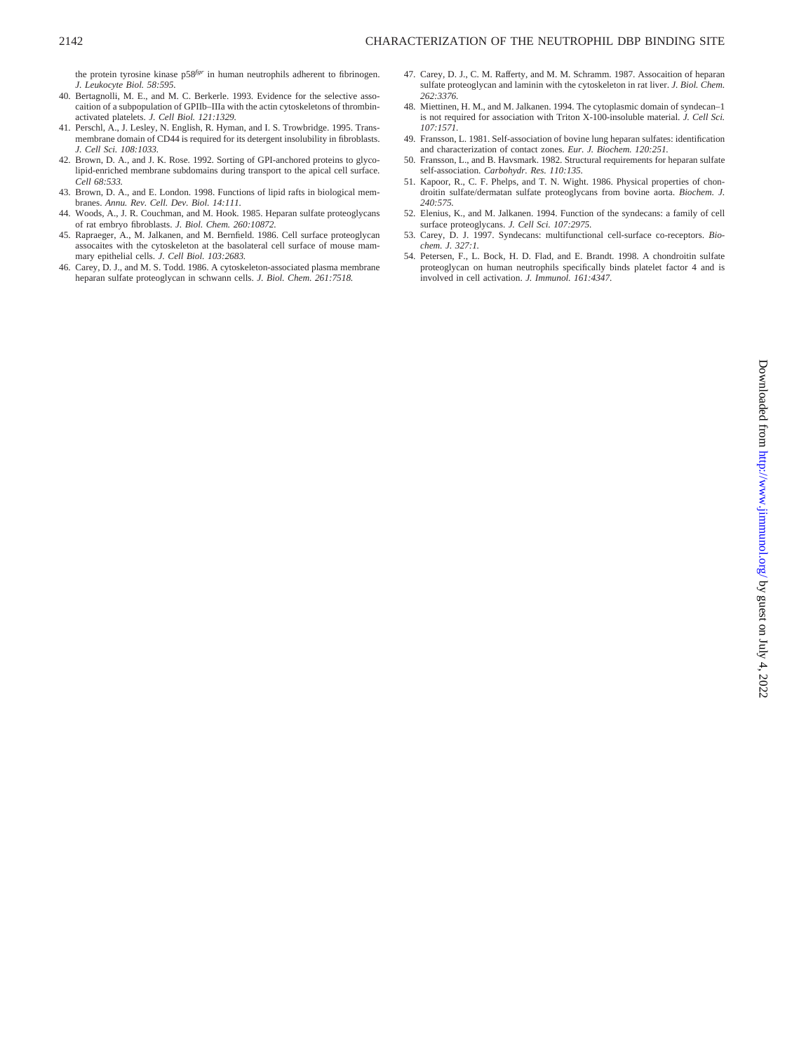the protein tyrosine kinase p58*fgr* in human neutrophils adherent to fibrinogen. *J. Leukocyte Biol. 58:595.*

40. Bertagnolli, M. E., and M. C. Berkerle. 1993. Evidence for the selective assocaition of a subpopulation of GPIIb–IIIa with the actin cytoskeletons of thrombin-activated platelets. *J. Cell Biol. 121:1329.*
41. Perschl, A., J. Lesley, N. English, R. Hyman, and I. S. Trowbridge. 1995. Transmembrane domain of CD44 is required for its detergent insolubility in fibroblasts. *J. Cell Sci. 108:1033.*
42. Brown, D. A., and J. K. Rose. 1992. Sorting of GPI-anchored proteins to glycolipid-enriched membrane subdomains during transport to the apical cell surface. *Cell 68:533.*
43. Brown, D. A., and E. London. 1998. Functions of lipid rafts in biological membranes. *Annu. Rev. Cell. Dev. Biol. 14:111.*
44. Woods, A., J. R. Couchman, and M. Hook. 1985. Heparan sulfate proteoglycans of rat embryo fibroblasts. *J. Biol. Chem. 260:10872.*
45. Rapraeger, A., M. Jalkanen, and M. Bernfield. 1986. Cell surface proteoglycan assocaites with the cytoskeleton at the basolateral cell surface of mouse mammary epithelial cells. *J. Cell Biol. 103:2683.*
46. Carey, D. J., and M. S. Todd. 1986. A cytoskeleton-associated plasma membrane heparan sulfate proteoglycan in schwann cells. *J. Biol. Chem. 261:7518.*
47. Carey, D. J., C. M. Rafferty, and M. M. Schramm. 1987. Assocaition of heparan sulfate proteoglycan and laminin with the cytoskeleton in rat liver. *J. Biol. Chem. 262:3376.*
48. Miettinen, H. M., and M. Jalkanen. 1994. The cytoplasmic domain of syndecan–1 is not required for association with Triton X-100-insoluble material. *J. Cell Sci. 107:1571.*
49. Fransson, L. 1981. Self-association of bovine lung heparan sulfates: identification and characterization of contact zones. *Eur. J. Biochem. 120:251.*
50. Fransson, L., and B. Havsmark. 1982. Structural requirements for heparan sulfate self-association. *Carbohydr. Res. 110:135.*
51. Kapoor, R., C. F. Phelps, and T. N. Wight. 1986. Physical properties of chondroitin sulfate/dermatan sulfate proteoglycans from bovine aorta. *Biochem. J. 240:575.*
52. Elenius, K., and M. Jalkanen. 1994. Function of the syndecans: a family of cell surface proteoglycans. *J. Cell Sci. 107:2975.*
53. Carey, D. J. 1997. Syndecans: multifunctional cell-surface co-receptors. *Biochem. J. 327:1.*
54. Petersen, F., L. Bock, H. D. Flad, and E. Brandt. 1998. A chondroitin sulfate proteoglycan on human neutrophils specifically binds platelet factor 4 and is involved in cell activation. *J. Immunol. 161:4347.*